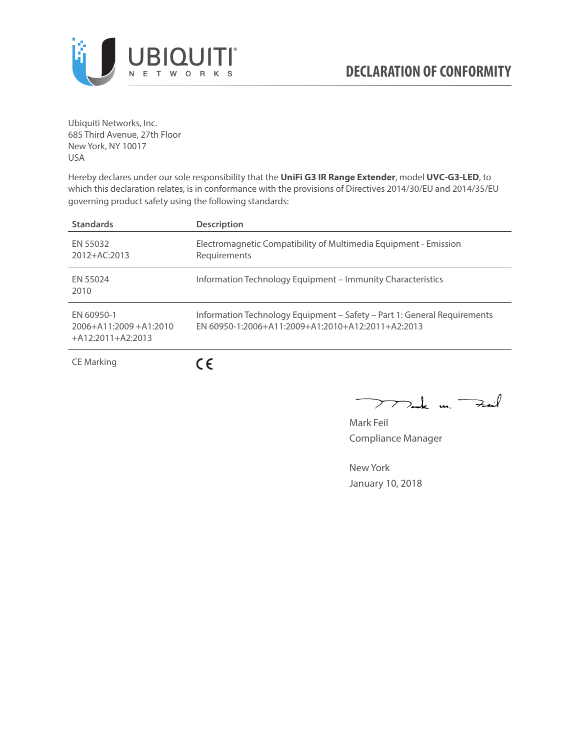# DECLARATION OF CONFORMITY

Ubiquiti Networks, Inc.
685 Third Avenue, 27th Floor
New York, NY 10017
USA

Hereby declares under our sole responsibility that the **UniFi G3 IR Range Extender**, model **UVC-G3-LED**, to which this declaration relates, is in conformance with the provisions of Directives 2014/30/EU and 2014/35/EU governing product safety using the following standards:

| Standards | Description |
| --- | --- |
| EN 55032 2012+AC:2013 | Electromagnetic Compatibility of Multimedia Equipment - Emission Requirements |
| EN 55024 2010 | Information Technology Equipment – Immunity Characteristics |
| EN 60950-1 2006+A11:2009 +A1:2010 +A12:2011+A2:2013 | Information Technology Equipment – Safety – Part 1: General Requirements EN 60950-1:2006+A11:2009+A1:2010+A12:2011+A2:2013 |
| CE Marking | CE |

Mark Feil
Compliance Manager

New York
January 10, 2018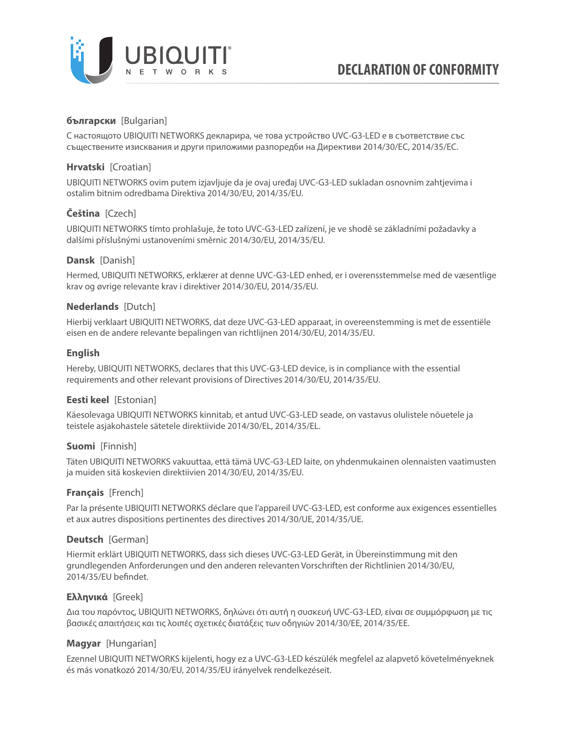# DECLARATION OF CONFORMITY

**български** [Bulgarian]

С настоящото UBIQUITI NETWORKS декларира, че това устройство UVC-G3-LED е в съответствие със съществените изисквания и други приложими разпоредби на Директиви 2014/30/ЕС, 2014/35/ЕС.

**Hrvatski** [Croatian]

UBIQUITI NETWORKS ovim putem izjavljuje da je ovaj uređaj UVC-G3-LED sukladan osnovnim zahtjevima i ostalim bitnim odredbama Direktiva 2014/30/EU, 2014/35/EU.

**Čeština** [Czech]

UBIQUITI NETWORKS tímto prohlašuje, že toto UVC-G3-LED zařízení, je ve shodě se základními požadavky a dalšími příslušnými ustanoveními směrnic 2014/30/EU, 2014/35/EU.

**Dansk** [Danish]

Hermed, UBIQUITI NETWORKS, erklærer at denne UVC-G3-LED enhed, er i overensstemmelse med de væsentlige krav og øvrige relevante krav i direktiver 2014/30/EU, 2014/35/EU.

**Nederlands** [Dutch]

Hierbij verklaart UBIQUITI NETWORKS, dat deze UVC-G3-LED apparaat, in overeenstemming is met de essentiële eisen en de andere relevante bepalingen van richtlijnen 2014/30/EU, 2014/35/EU.

**English**

Hereby, UBIQUITI NETWORKS, declares that this UVC-G3-LED device, is in compliance with the essential requirements and other relevant provisions of Directives 2014/30/EU, 2014/35/EU.

**Eesti keel** [Estonian]

Käesolevaga UBIQUITI NETWORKS kinnitab, et antud UVC-G3-LED seade, on vastavus olulistele nõuetele ja teistele asjakohastele sätetele direktiivide 2014/30/EL, 2014/35/EL.

**Suomi** [Finnish]

Täten UBIQUITI NETWORKS vakuuttaa, että tämä UVC-G3-LED laite, on yhdenmukainen olennaisten vaatimusten ja muiden sitä koskevien direktiivien 2014/30/EU, 2014/35/EU.

**Français** [French]

Par la présente UBIQUITI NETWORKS déclare que l'appareil UVC-G3-LED, est conforme aux exigences essentielles et aux autres dispositions pertinentes des directives 2014/30/UE, 2014/35/UE.

**Deutsch** [German]

Hiermit erklärt UBIQUITI NETWORKS, dass sich dieses UVC-G3-LED Gerät, in Übereinstimmung mit den grundlegenden Anforderungen und den anderen relevanten Vorschriften der Richtlinien 2014/30/EU, 2014/35/EU befindet.

**Ελληνικά** [Greek]

Δια του παρόντος, UBIQUITI NETWORKS, δηλώνει ότι αυτή η συσκευή UVC-G3-LED, είναι σε συμμόρφωση με τις βασικές απαιτήσεις και τις λοιπές σχετικές διατάξεις των οδηγιών 2014/30/EE, 2014/35/EE.

**Magyar** [Hungarian]

Ezennel UBIQUITI NETWORKS kijelenti, hogy ez a UVC-G3-LED készülék megfelel az alapvető követelményeknek és más vonatkozó 2014/30/EU, 2014/35/EU irányelvek rendelkezéseit.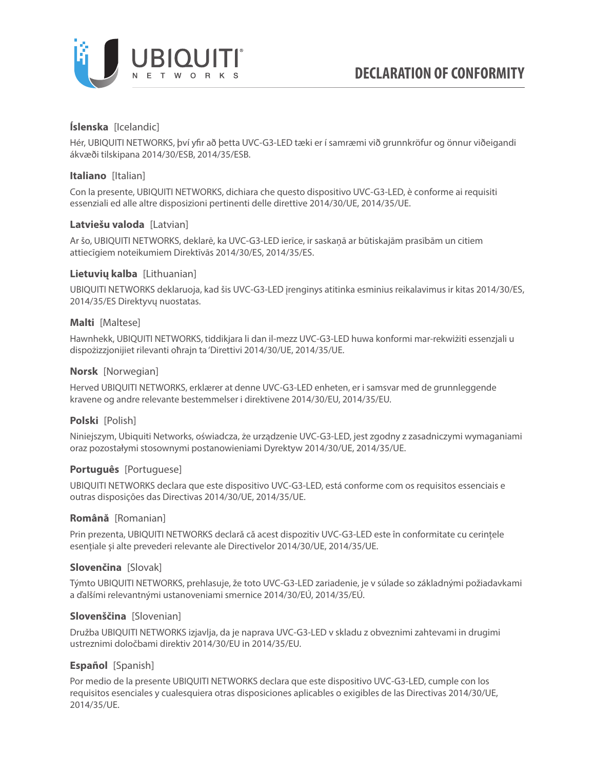# DECLARATION OF CONFORMITY

**Íslenska** [Icelandic]

Hér, UBIQUITI NETWORKS, því yfir að þetta UVC-G3-LED tæki er í samræmi við grunnkröfur og önnur viðeigandi ákvæði tilskipana 2014/30/ESB, 2014/35/ESB.

**Italiano** [Italian]

Con la presente, UBIQUITI NETWORKS, dichiara che questo dispositivo UVC-G3-LED, è conforme ai requisiti essenziali ed alle altre disposizioni pertinenti delle direttive 2014/30/UE, 2014/35/UE.

**Latviešu valoda** [Latvian]

Ar šo, UBIQUITI NETWORKS, deklarē, ka UVC-G3-LED ierīce, ir saskaņā ar būtiskajām prasībām un citiem attiecīgiem noteikumiem Direktīvās 2014/30/ES, 2014/35/ES.

**Lietuvių kalba** [Lithuanian]

UBIQUITI NETWORKS deklaruoja, kad šis UVC-G3-LED įrenginys atitinka esminius reikalavimus ir kitas 2014/30/ES, 2014/35/ES Direktyvų nuostatas.

**Malti** [Maltese]

Hawnhekk, UBIQUITI NETWORKS, tiddikjara li dan il-mezz UVC-G3-LED huwa konformi mar-rekwiżiti essenzjali u dispożizzjonijiet rilevanti oħrajn ta 'Direttivi 2014/30/UE, 2014/35/UE.

**Norsk** [Norwegian]

Herved UBIQUITI NETWORKS, erklærer at denne UVC-G3-LED enheten, er i samsvar med de grunnleggende kravene og andre relevante bestemmelser i direktivene 2014/30/EU, 2014/35/EU.

**Polski** [Polish]

Niniejszym, Ubiquiti Networks, oświadcza, że urządzenie UVC-G3-LED, jest zgodny z zasadniczymi wymaganiami oraz pozostałymi stosownymi postanowieniami Dyrektyw 2014/30/UE, 2014/35/UE.

**Português** [Portuguese]

UBIQUITI NETWORKS declara que este dispositivo UVC-G3-LED, está conforme com os requisitos essenciais e outras disposições das Directivas 2014/30/UE, 2014/35/UE.

**Română** [Romanian]

Prin prezenta, UBIQUITI NETWORKS declară că acest dispozitiv UVC-G3-LED este în conformitate cu cerințele esențiale și alte prevederi relevante ale Directivelor 2014/30/UE, 2014/35/UE.

**Slovenčina** [Slovak]

Týmto UBIQUITI NETWORKS, prehlasuje, že toto UVC-G3-LED zariadenie, je v súlade so základnými požiadavkami a ďalšími relevantnými ustanoveniami smernice 2014/30/EÚ, 2014/35/EÚ.

**Slovenščina** [Slovenian]

Družba UBIQUITI NETWORKS izjavlja, da je naprava UVC-G3-LED v skladu z obveznimi zahtevami in drugimi ustreznimi določbami direktiv 2014/30/EU in 2014/35/EU.

**Español** [Spanish]

Por medio de la presente UBIQUITI NETWORKS declara que este dispositivo UVC-G3-LED, cumple con los requisitos esenciales y cualesquiera otras disposiciones aplicables o exigibles de las Directivas 2014/30/UE, 2014/35/UE.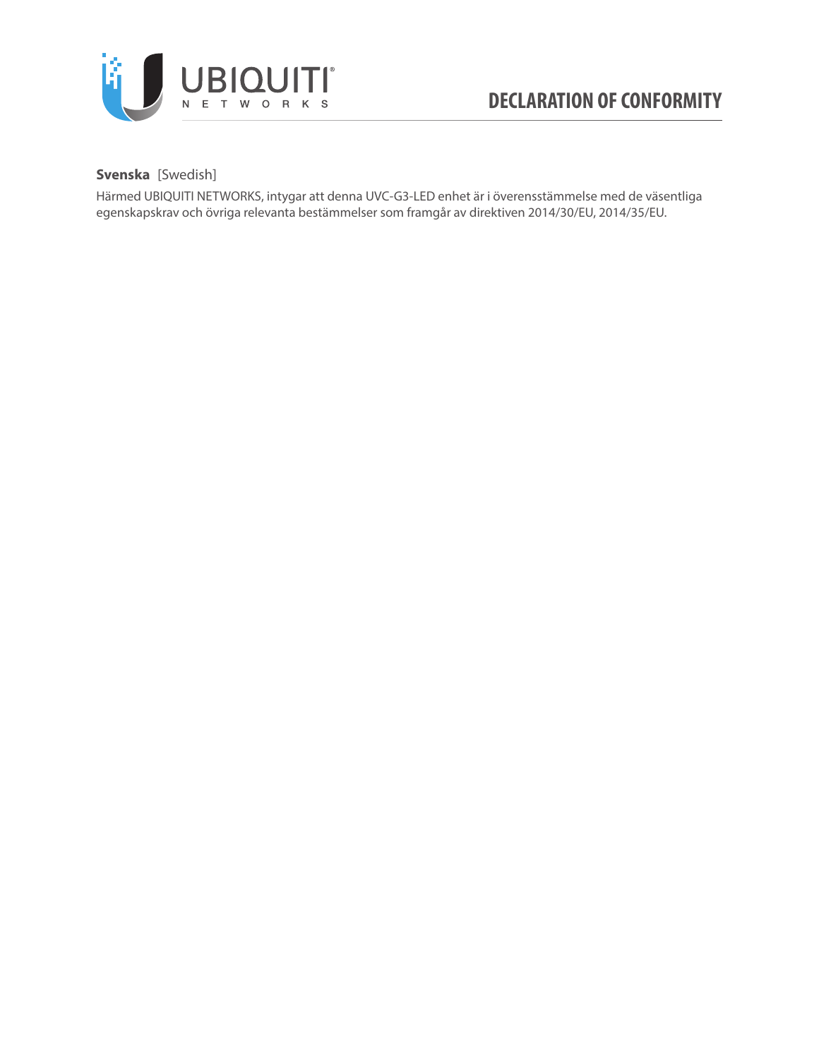# DECLARATION OF CONFORMITY

**Svenska** [Swedish]

Härmed UBIQUITI NETWORKS, intygar att denna UVC-G3-LED enhet är i överensstämmelse med de väsentliga egenskapskrav och övriga relevanta bestämmelser som framgår av direktiven 2014/30/EU, 2014/35/EU.